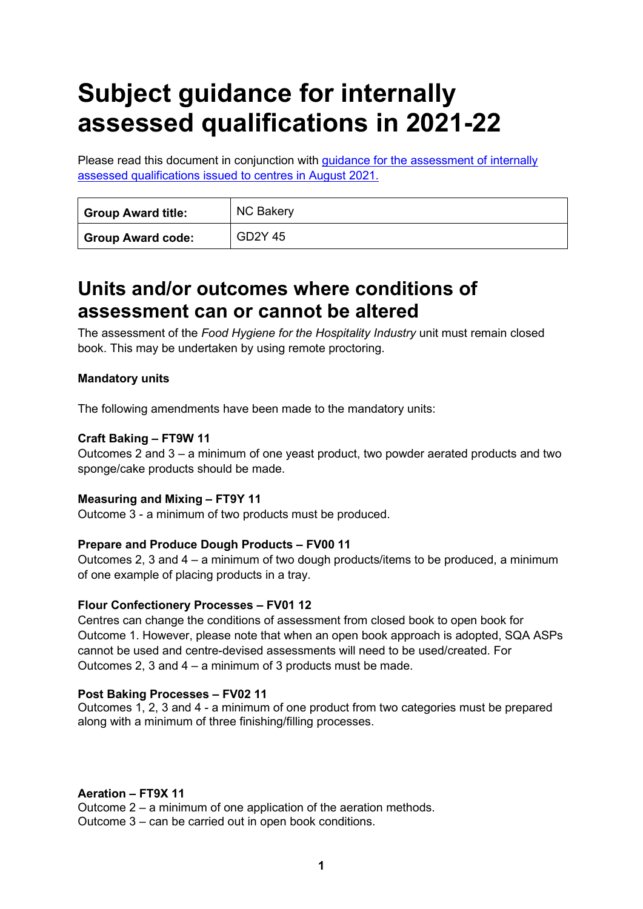# Subject guidance for internally assessed qualifications in 2021-22

Please read this document in conjunction with [guidance for the assessment of internally assessed qualifications issued to centres in August 2021.]

| Group Award title: | NC Bakery |
| --- | --- |
| **Group Award code:** | GD2Y 45 |

## Units and/or outcomes where conditions of assessment can or cannot be altered

The assessment of the *Food Hygiene for the Hospitality Industry* unit must remain closed book. This may be undertaken by using remote proctoring.

**Mandatory units**

The following amendments have been made to the mandatory units:

**Craft Baking – FT9W 11**
Outcomes 2 and 3 – a minimum of one yeast product, two powder aerated products and two sponge/cake products should be made.

**Measuring and Mixing – FT9Y 11**
Outcome 3 - a minimum of two products must be produced.

**Prepare and Produce Dough Products – FV00 11**
Outcomes 2, 3 and 4 – a minimum of two dough products/items to be produced, a minimum of one example of placing products in a tray.

**Flour Confectionery Processes – FV01 12**
Centres can change the conditions of assessment from closed book to open book for Outcome 1. However, please note that when an open book approach is adopted, SQA ASPs cannot be used and centre-devised assessments will need to be used/created. For Outcomes 2, 3 and 4 – a minimum of 3 products must be made.

**Post Baking Processes – FV02 11**
Outcomes 1, 2, 3 and 4 - a minimum of one product from two categories must be prepared along with a minimum of three finishing/filling processes.

**Aeration – FT9X 11**
Outcome 2 – a minimum of one application of the aeration methods.
Outcome 3 – can be carried out in open book conditions.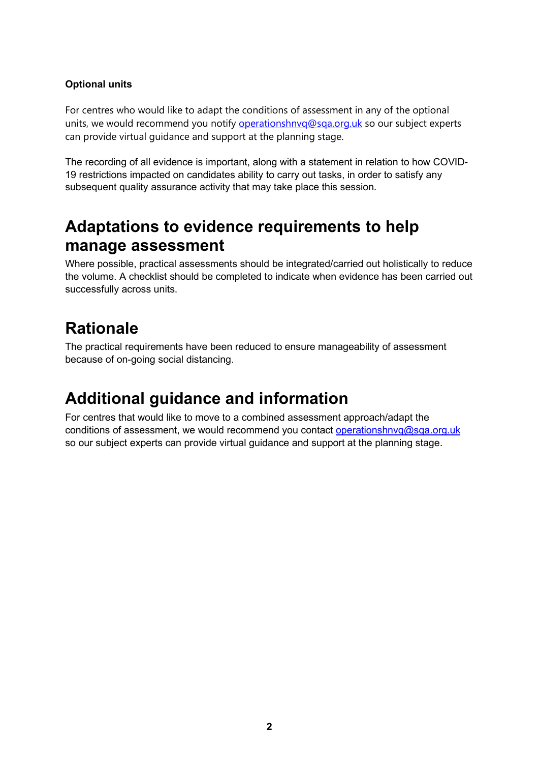**Optional units**

For centres who would like to adapt the conditions of assessment in any of the optional units, we would recommend you notify operationshnvq@sqa.org.uk so our subject experts can provide virtual guidance and support at the planning stage.

The recording of all evidence is important, along with a statement in relation to how COVID-19 restrictions impacted on candidates ability to carry out tasks, in order to satisfy any subsequent quality assurance activity that may take place this session.

# Adaptations to evidence requirements to help manage assessment

Where possible, practical assessments should be integrated/carried out holistically to reduce the volume. A checklist should be completed to indicate when evidence has been carried out successfully across units.

# Rationale

The practical requirements have been reduced to ensure manageability of assessment because of on-going social distancing.

# Additional guidance and information

For centres that would like to move to a combined assessment approach/adapt the conditions of assessment, we would recommend you contact operationshnvq@sqa.org.uk so our subject experts can provide virtual guidance and support at the planning stage.